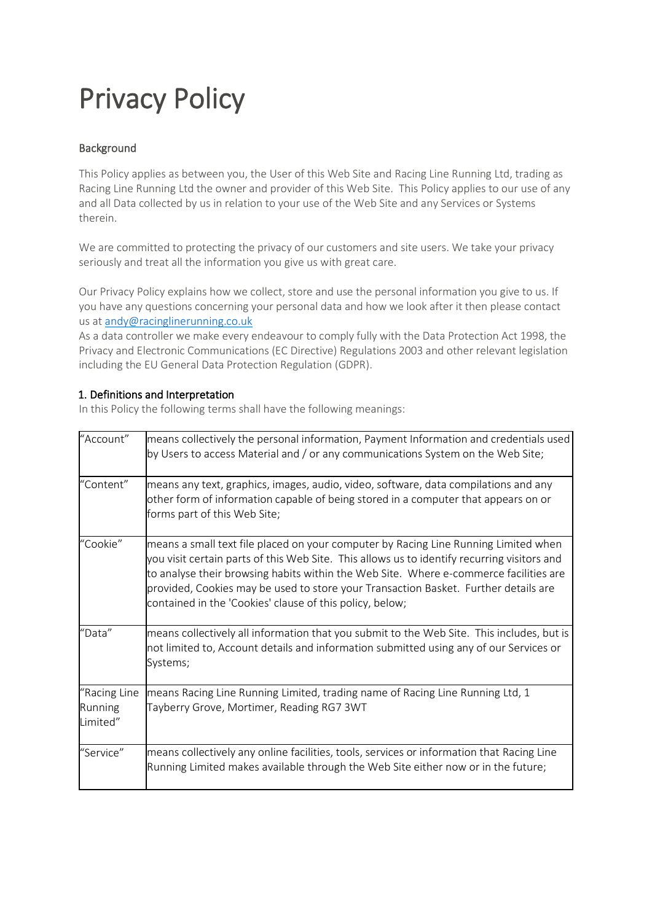# Privacy Policy

## Background

This Policy applies as between you, the User of this Web Site and Racing Line Running Ltd, trading as Racing Line Running Ltd the owner and provider of this Web Site. This Policy applies to our use of any and all Data collected by us in relation to your use of the Web Site and any Services or Systems therein.

We are committed to protecting the privacy of our customers and site users. We take your privacy seriously and treat all the information you give us with great care.

Our Privacy Policy explains how we collect, store and use the personal information you give to us. If you have any questions concerning your personal data and how we look after it then please contact us at andy@racinglinerunning.co.uk

As a data controller we make every endeavour to comply fully with the Data Protection Act 1998, the Privacy and Electronic Communications (EC Directive) Regulations 2003 and other relevant legislation including the EU General Data Protection Regulation (GDPR).

## 1. Definitions and Interpretation

In this Policy the following terms shall have the following meanings:

| Term | Meaning |
|---|---|
| "Account" | means collectively the personal information, Payment Information and credentials used by Users to access Material and / or any communications System on the Web Site; |
| "Content" | means any text, graphics, images, audio, video, software, data compilations and any other form of information capable of being stored in a computer that appears on or forms part of this Web Site; |
| "Cookie" | means a small text file placed on your computer by Racing Line Running Limited when you visit certain parts of this Web Site. This allows us to identify recurring visitors and to analyse their browsing habits within the Web Site. Where e-commerce facilities are provided, Cookies may be used to store your Transaction Basket. Further details are contained in the 'Cookies' clause of this policy, below; |
| "Data" | means collectively all information that you submit to the Web Site. This includes, but is not limited to, Account details and information submitted using any of our Services or Systems; |
| "Racing Line Running Limited" | means Racing Line Running Limited, trading name of Racing Line Running Ltd, 1 Tayberry Grove, Mortimer, Reading RG7 3WT |
| "Service" | means collectively any online facilities, tools, services or information that Racing Line Running Limited makes available through the Web Site either now or in the future; |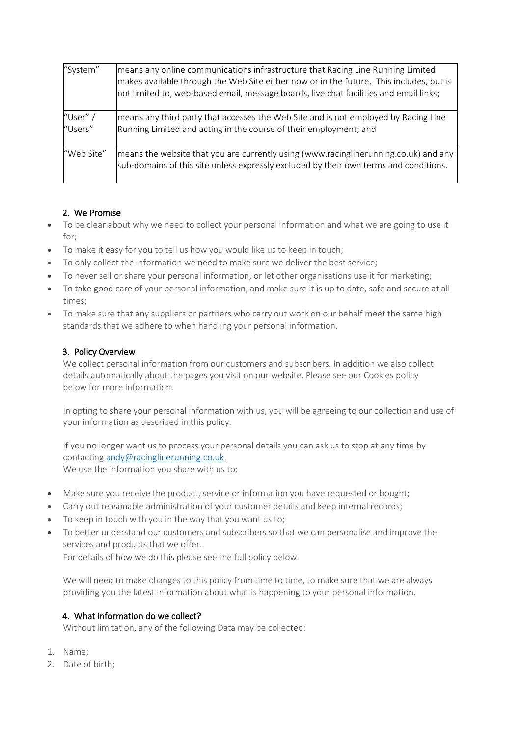| | |
|---|---|
| "System" | means any online communications infrastructure that Racing Line Running Limited makes available through the Web Site either now or in the future. This includes, but is not limited to, web-based email, message boards, live chat facilities and email links; |
| "User" / "Users" | means any third party that accesses the Web Site and is not employed by Racing Line Running Limited and acting in the course of their employment; and |
| "Web Site" | means the website that you are currently using (www.racinglinerunning.co.uk) and any sub-domains of this site unless expressly excluded by their own terms and conditions. |

## 2. We Promise

- To be clear about why we need to collect your personal information and what we are going to use it for;
- To make it easy for you to tell us how you would like us to keep in touch;
- To only collect the information we need to make sure we deliver the best service;
- To never sell or share your personal information, or let other organisations use it for marketing;
- To take good care of your personal information, and make sure it is up to date, safe and secure at all times;
- To make sure that any suppliers or partners who carry out work on our behalf meet the same high standards that we adhere to when handling your personal information.

## 3. Policy Overview

We collect personal information from our customers and subscribers. In addition we also collect details automatically about the pages you visit on our website. Please see our Cookies policy below for more information.

In opting to share your personal information with us, you will be agreeing to our collection and use of your information as described in this policy.

If you no longer want us to process your personal details you can ask us to stop at any time by contacting andy@racinglinerunning.co.uk.
We use the information you share with us to:

- Make sure you receive the product, service or information you have requested or bought;
- Carry out reasonable administration of your customer details and keep internal records;
- To keep in touch with you in the way that you want us to;
- To better understand our customers and subscribers so that we can personalise and improve the services and products that we offer.
  For details of how we do this please see the full policy below.

We will need to make changes to this policy from time to time, to make sure that we are always providing you the latest information about what is happening to your personal information.

## 4. What information do we collect?

Without limitation, any of the following Data may be collected:

1. Name;
2. Date of birth;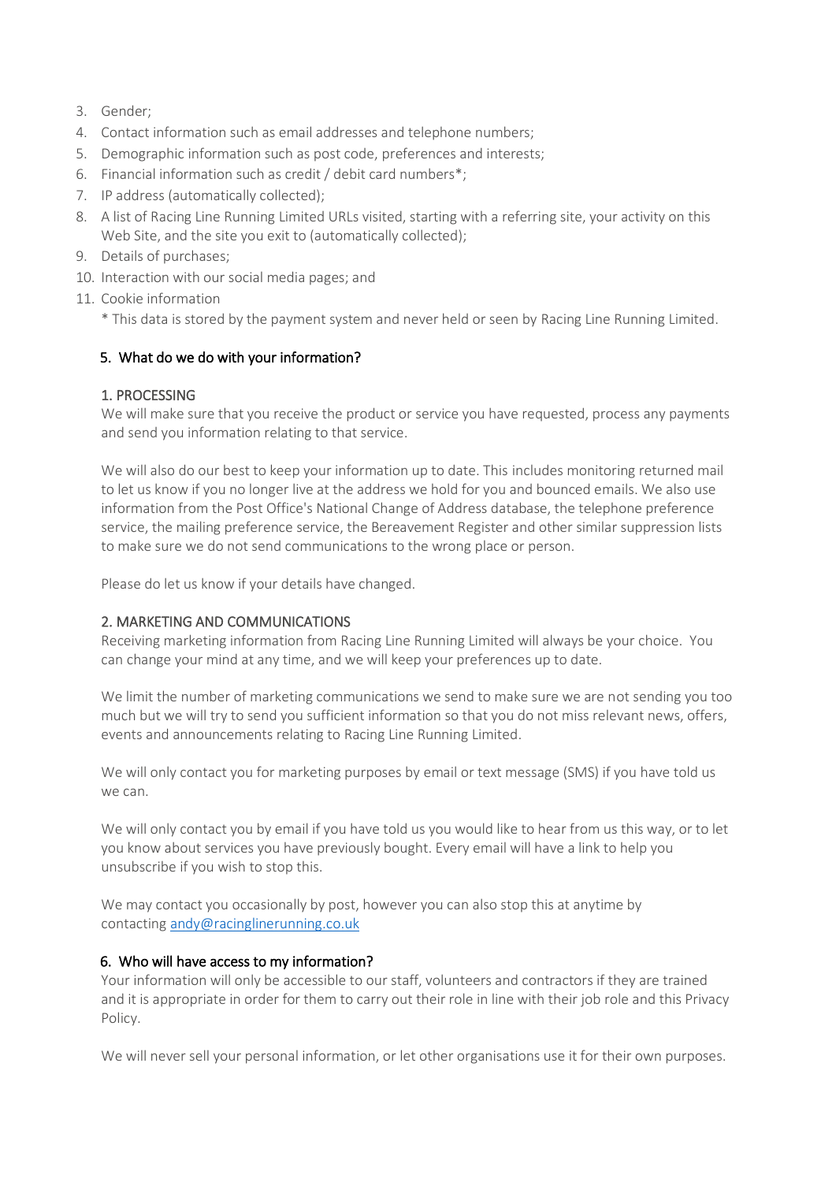3. Gender;
4. Contact information such as email addresses and telephone numbers;
5. Demographic information such as post code, preferences and interests;
6. Financial information such as credit / debit card numbers*;
7. IP address (automatically collected);
8. A list of Racing Line Running Limited URLs visited, starting with a referring site, your activity on this Web Site, and the site you exit to (automatically collected);
9. Details of purchases;
10. Interaction with our social media pages; and
11. Cookie information

    * This data is stored by the payment system and never held or seen by Racing Line Running Limited.

## 5. What do we do with your information?

### 1. PROCESSING

We will make sure that you receive the product or service you have requested, process any payments and send you information relating to that service.

We will also do our best to keep your information up to date. This includes monitoring returned mail to let us know if you no longer live at the address we hold for you and bounced emails. We also use information from the Post Office's National Change of Address database, the telephone preference service, the mailing preference service, the Bereavement Register and other similar suppression lists to make sure we do not send communications to the wrong place or person.

Please do let us know if your details have changed.

### 2. MARKETING AND COMMUNICATIONS

Receiving marketing information from Racing Line Running Limited will always be your choice. You can change your mind at any time, and we will keep your preferences up to date.

We limit the number of marketing communications we send to make sure we are not sending you too much but we will try to send you sufficient information so that you do not miss relevant news, offers, events and announcements relating to Racing Line Running Limited.

We will only contact you for marketing purposes by email or text message (SMS) if you have told us we can.

We will only contact you by email if you have told us you would like to hear from us this way, or to let you know about services you have previously bought. Every email will have a link to help you unsubscribe if you wish to stop this.

We may contact you occasionally by post, however you can also stop this at anytime by contacting andy@racinglinerunning.co.uk

## 6. Who will have access to my information?

Your information will only be accessible to our staff, volunteers and contractors if they are trained and it is appropriate in order for them to carry out their role in line with their job role and this Privacy Policy.

We will never sell your personal information, or let other organisations use it for their own purposes.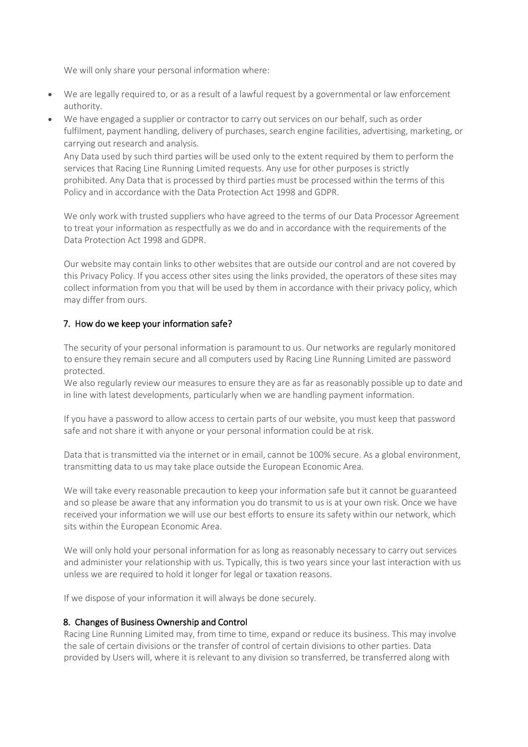We will only share your personal information where:

- We are legally required to, or as a result of a lawful request by a governmental or law enforcement authority.
- We have engaged a supplier or contractor to carry out services on our behalf, such as order fulfilment, payment handling, delivery of purchases, search engine facilities, advertising, marketing, or carrying out research and analysis.

  Any Data used by such third parties will be used only to the extent required by them to perform the services that Racing Line Running Limited requests. Any use for other purposes is strictly prohibited. Any Data that is processed by third parties must be processed within the terms of this Policy and in accordance with the Data Protection Act 1998 and GDPR.

  We only work with trusted suppliers who have agreed to the terms of our Data Processor Agreement to treat your information as respectfully as we do and in accordance with the requirements of the Data Protection Act 1998 and GDPR.

  Our website may contain links to other websites that are outside our control and are not covered by this Privacy Policy. If you access other sites using the links provided, the operators of these sites may collect information from you that will be used by them in accordance with their privacy policy, which may differ from ours.

## 7. How do we keep your information safe?

The security of your personal information is paramount to us. Our networks are regularly monitored to ensure they remain secure and all computers used by Racing Line Running Limited are password protected.
We also regularly review our measures to ensure they are as far as reasonably possible up to date and in line with latest developments, particularly when we are handling payment information.

If you have a password to allow access to certain parts of our website, you must keep that password safe and not share it with anyone or your personal information could be at risk.

Data that is transmitted via the internet or in email, cannot be 100% secure. As a global environment, transmitting data to us may take place outside the European Economic Area.

We will take every reasonable precaution to keep your information safe but it cannot be guaranteed and so please be aware that any information you do transmit to us is at your own risk. Once we have received your information we will use our best efforts to ensure its safety within our network, which sits within the European Economic Area.

We will only hold your personal information for as long as reasonably necessary to carry out services and administer your relationship with us. Typically, this is two years since your last interaction with us unless we are required to hold it longer for legal or taxation reasons.

If we dispose of your information it will always be done securely.

## 8. Changes of Business Ownership and Control

Racing Line Running Limited may, from time to time, expand or reduce its business. This may involve the sale of certain divisions or the transfer of control of certain divisions to other parties. Data provided by Users will, where it is relevant to any division so transferred, be transferred along with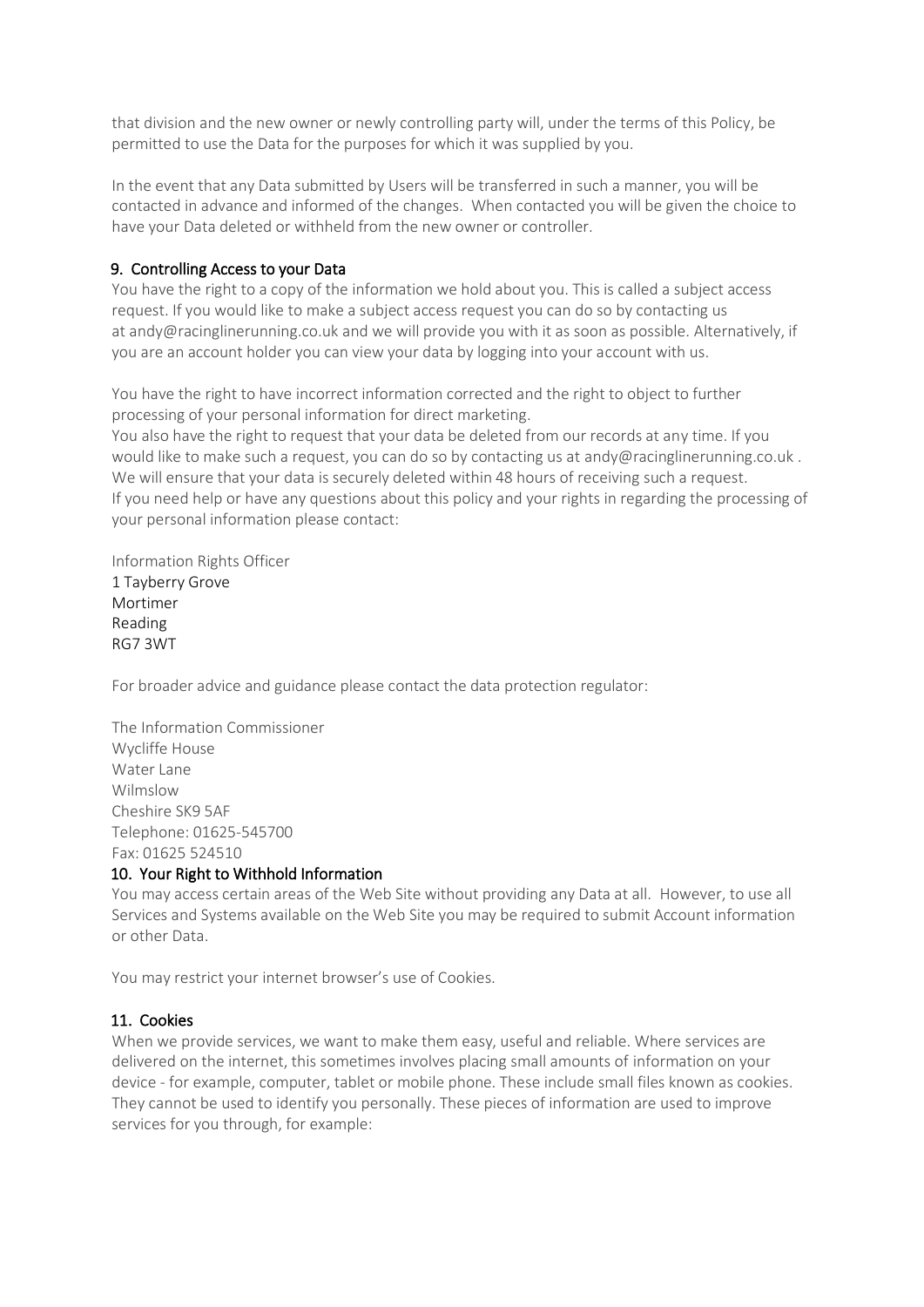that division and the new owner or newly controlling party will, under the terms of this Policy, be permitted to use the Data for the purposes for which it was supplied by you.

In the event that any Data submitted by Users will be transferred in such a manner, you will be contacted in advance and informed of the changes. When contacted you will be given the choice to have your Data deleted or withheld from the new owner or controller.

## 9. Controlling Access to your Data

You have the right to a copy of the information we hold about you. This is called a subject access request. If you would like to make a subject access request you can do so by contacting us at andy@racinglinerunning.co.uk and we will provide you with it as soon as possible. Alternatively, if you are an account holder you can view your data by logging into your account with us.

You have the right to have incorrect information corrected and the right to object to further processing of your personal information for direct marketing.
You also have the right to request that your data be deleted from our records at any time. If you would like to make such a request, you can do so by contacting us at andy@racinglinerunning.co.uk . We will ensure that your data is securely deleted within 48 hours of receiving such a request.
If you need help or have any questions about this policy and your rights in regarding the processing of your personal information please contact:

Information Rights Officer
1 Tayberry Grove
Mortimer
Reading
RG7 3WT

For broader advice and guidance please contact the data protection regulator:

The Information Commissioner
Wycliffe House
Water Lane
Wilmslow
Cheshire SK9 5AF
Telephone: 01625-545700
Fax: 01625 524510

## 10. Your Right to Withhold Information

You may access certain areas of the Web Site without providing any Data at all. However, to use all Services and Systems available on the Web Site you may be required to submit Account information or other Data.

You may restrict your internet browser's use of Cookies.

## 11. Cookies

When we provide services, we want to make them easy, useful and reliable. Where services are delivered on the internet, this sometimes involves placing small amounts of information on your device - for example, computer, tablet or mobile phone. These include small files known as cookies. They cannot be used to identify you personally. These pieces of information are used to improve services for you through, for example: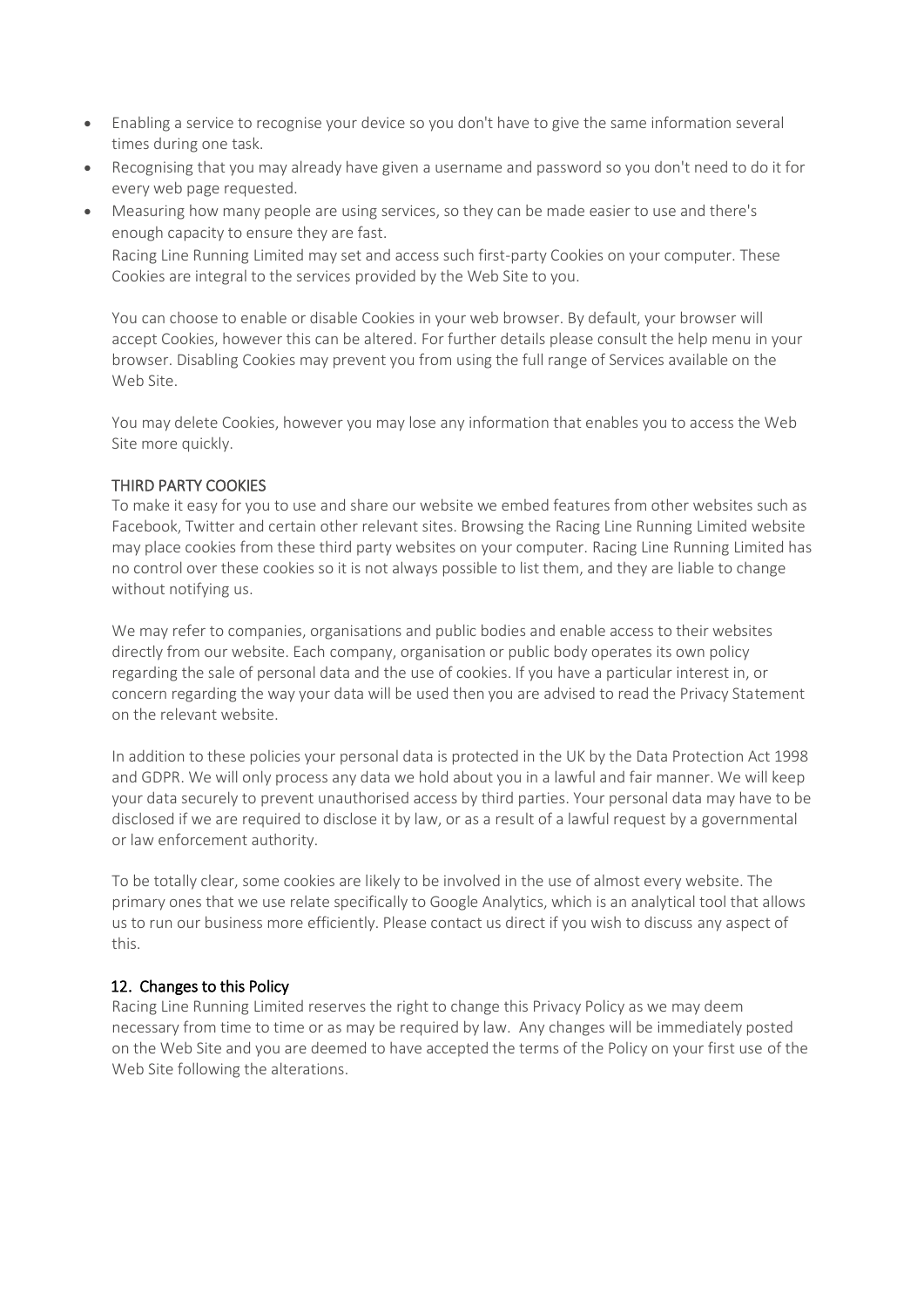- Enabling a service to recognise your device so you don't have to give the same information several times during one task.
- Recognising that you may already have given a username and password so you don't need to do it for every web page requested.
- Measuring how many people are using services, so they can be made easier to use and there's enough capacity to ensure they are fast.

  Racing Line Running Limited may set and access such first-party Cookies on your computer. These Cookies are integral to the services provided by the Web Site to you.

  You can choose to enable or disable Cookies in your web browser. By default, your browser will accept Cookies, however this can be altered. For further details please consult the help menu in your browser. Disabling Cookies may prevent you from using the full range of Services available on the Web Site.

  You may delete Cookies, however you may lose any information that enables you to access the Web Site more quickly.

THIRD PARTY COOKIES

To make it easy for you to use and share our website we embed features from other websites such as Facebook, Twitter and certain other relevant sites. Browsing the Racing Line Running Limited website may place cookies from these third party websites on your computer. Racing Line Running Limited has no control over these cookies so it is not always possible to list them, and they are liable to change without notifying us.

We may refer to companies, organisations and public bodies and enable access to their websites directly from our website. Each company, organisation or public body operates its own policy regarding the sale of personal data and the use of cookies. If you have a particular interest in, or concern regarding the way your data will be used then you are advised to read the Privacy Statement on the relevant website.

In addition to these policies your personal data is protected in the UK by the Data Protection Act 1998 and GDPR. We will only process any data we hold about you in a lawful and fair manner. We will keep your data securely to prevent unauthorised access by third parties. Your personal data may have to be disclosed if we are required to disclose it by law, or as a result of a lawful request by a governmental or law enforcement authority.

To be totally clear, some cookies are likely to be involved in the use of almost every website. The primary ones that we use relate specifically to Google Analytics, which is an analytical tool that allows us to run our business more efficiently. Please contact us direct if you wish to discuss any aspect of this.

## 12. Changes to this Policy

Racing Line Running Limited reserves the right to change this Privacy Policy as we may deem necessary from time to time or as may be required by law. Any changes will be immediately posted on the Web Site and you are deemed to have accepted the terms of the Policy on your first use of the Web Site following the alterations.